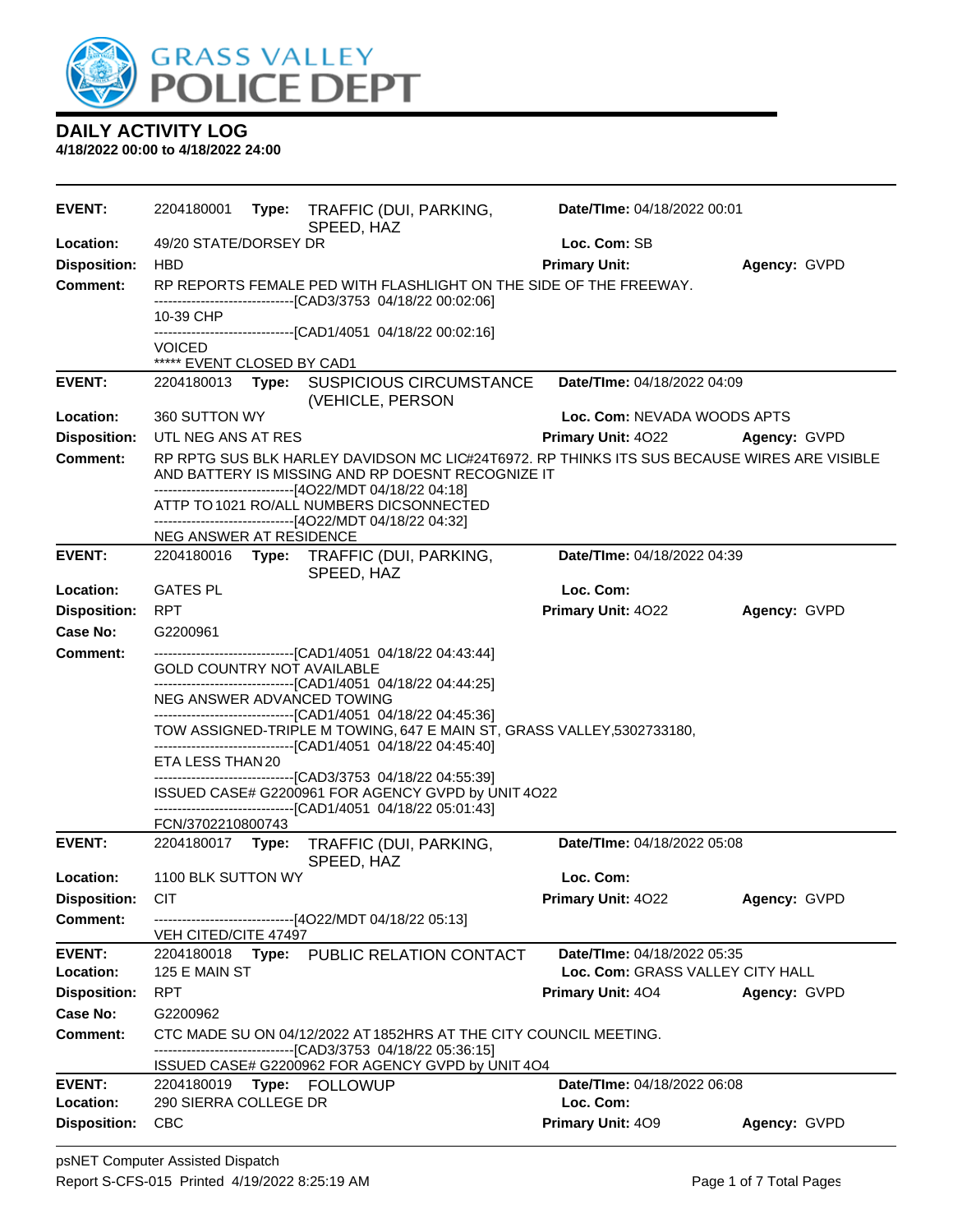GRASS VALLEY POLICE DEPT

# DAILY ACTIVITY LOG

**4/18/2022 00:00 to 4/18/2022 24:00**

---

**EVENT:** 2204180001 **Type:** TRAFFIC (DUI, PARKING, SPEED, HAZ **Date/TIme:** 04/18/2022 00:01
**Location:** 49/20 STATE/DORSEY DR **Loc. Com:** SB
**Disposition:** HBD **Primary Unit:** **Agency:** GVPD
**Comment:** RP REPORTS FEMALE PED WITH FLASHLIGHT ON THE SIDE OF THE FREEWAY.
------------------------------[CAD3/3753 04/18/22 00:02:06]
10-39 CHP
------------------------------[CAD1/4051 04/18/22 00:02:16]
VOICED
***** EVENT CLOSED BY CAD1

---

**EVENT:** 2204180013 **Type:** SUSPICIOUS CIRCUMSTANCE (VEHICLE, PERSON **Date/TIme:** 04/18/2022 04:09
**Location:** 360 SUTTON WY **Loc. Com:** NEVADA WOODS APTS
**Disposition:** UTL NEG ANS AT RES **Primary Unit:** 4O22 **Agency:** GVPD
**Comment:** RP RPTG SUS BLK HARLEY DAVIDSON MC LIC#24T6972. RP THINKS ITS SUS BECAUSE WIRES ARE VISIBLE AND BATTERY IS MISSING AND RP DOESNT RECOGNIZE IT
------------------------------[4O22/MDT 04/18/22 04:18]
ATTP TO 1021 RO/ALL NUMBERS DICSONNECTED
------------------------------[4O22/MDT 04/18/22 04:32]
NEG ANSWER AT RESIDENCE

---

**EVENT:** 2204180016 **Type:** TRAFFIC (DUI, PARKING, SPEED, HAZ **Date/TIme:** 04/18/2022 04:39
**Location:** GATES PL **Loc. Com:**
**Disposition:** RPT **Primary Unit:** 4O22 **Agency:** GVPD
**Case No:** G2200961
**Comment:** ------------------------------[CAD1/4051 04/18/22 04:43:44]
GOLD COUNTRY NOT AVAILABLE
------------------------------[CAD1/4051 04/18/22 04:44:25]
NEG ANSWER ADVANCED TOWING
------------------------------[CAD1/4051 04/18/22 04:45:36]
TOW ASSIGNED-TRIPLE M TOWING, 647 E MAIN ST, GRASS VALLEY,5302733180,
------------------------------[CAD1/4051 04/18/22 04:45:40]
ETA LESS THAN 20
------------------------------[CAD3/3753 04/18/22 04:55:39]
ISSUED CASE# G2200961 FOR AGENCY GVPD by UNIT 4O22
------------------------------[CAD1/4051 04/18/22 05:01:43]
FCN/3702210800743

---

**EVENT:** 2204180017 **Type:** TRAFFIC (DUI, PARKING, SPEED, HAZ **Date/TIme:** 04/18/2022 05:08
**Location:** 1100 BLK SUTTON WY **Loc. Com:**
**Disposition:** CIT **Primary Unit:** 4O22 **Agency:** GVPD
**Comment:** ------------------------------[4O22/MDT 04/18/22 05:13]
VEH CITED/CITE 47497

---

**EVENT:** 2204180018 **Type:** PUBLIC RELATION CONTACT **Date/TIme:** 04/18/2022 05:35
**Location:** 125 E MAIN ST **Loc. Com:** GRASS VALLEY CITY HALL
**Disposition:** RPT **Primary Unit:** 4O4 **Agency:** GVPD
**Case No:** G2200962
**Comment:** CTC MADE SU ON 04/12/2022 AT 1852HRS AT THE CITY COUNCIL MEETING.
------------------------------[CAD3/3753 04/18/22 05:36:15]
ISSUED CASE# G2200962 FOR AGENCY GVPD by UNIT 4O4

---

**EVENT:** 2204180019 **Type:** FOLLOWUP **Date/TIme:** 04/18/2022 06:08
**Location:** 290 SIERRA COLLEGE DR **Loc. Com:**
**Disposition:** CBC **Primary Unit:** 4O9 **Agency:** GVPD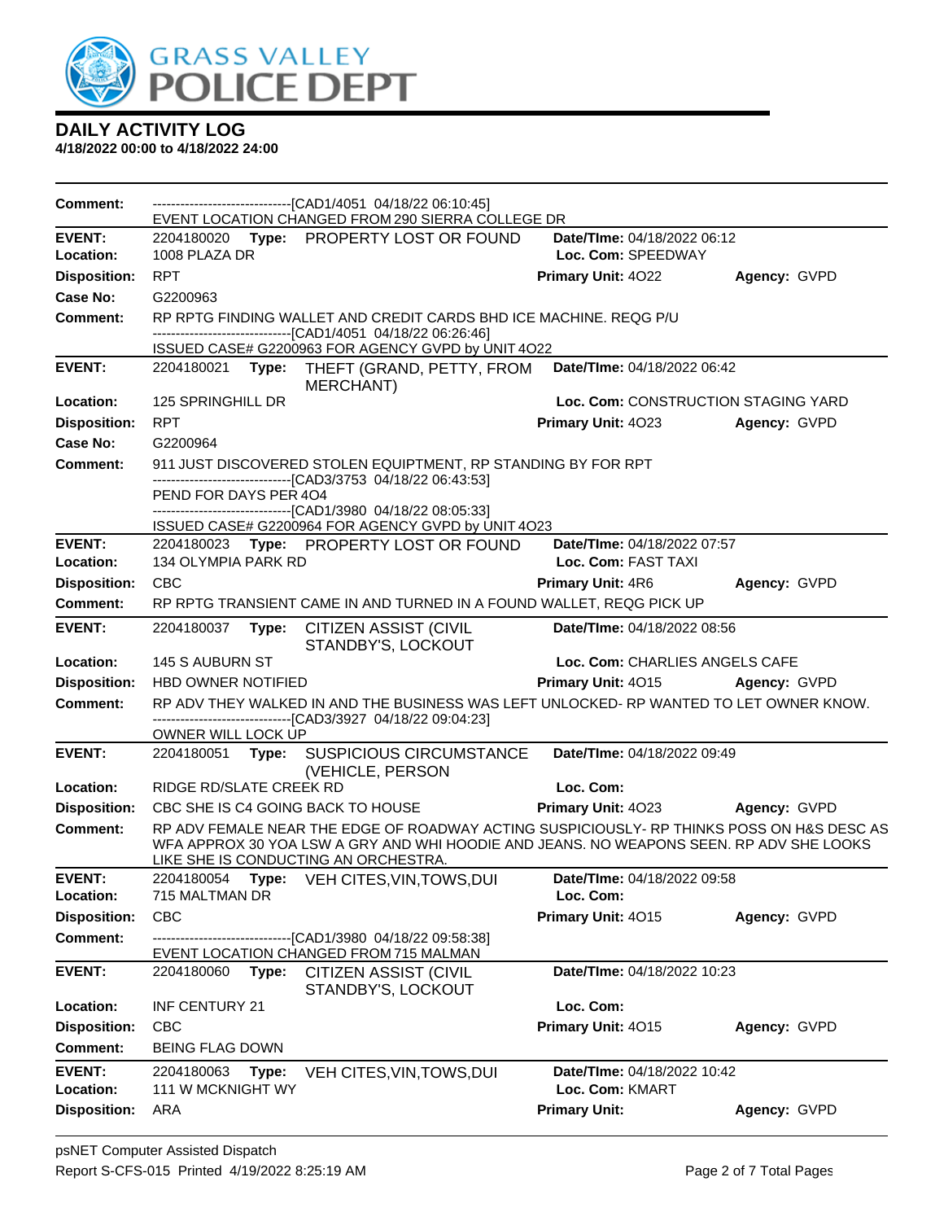# DAILY ACTIVITY LOG

**4/18/2022 00:00 to 4/18/2022 24:00**

**Comment:** ------------------------------[CAD1/4051 04/18/22 06:10:45]
EVENT LOCATION CHANGED FROM 290 SIERRA COLLEGE DR

---

**EVENT:** 2204180020 **Type:** PROPERTY LOST OR FOUND **Date/TIme:** 04/18/2022 06:12
**Location:** 1008 PLAZA DR **Loc. Com:** SPEEDWAY
**Disposition:** RPT **Primary Unit:** 4O22 **Agency:** GVPD
**Case No:** G2200963
**Comment:** RP RPTG FINDING WALLET AND CREDIT CARDS BHD ICE MACHINE. REQG P/U
------------------------------[CAD1/4051 04/18/22 06:26:46]
ISSUED CASE# G2200963 FOR AGENCY GVPD by UNIT 4O22

---

**EVENT:** 2204180021 **Type:** THEFT (GRAND, PETTY, FROM MERCHANT) **Date/TIme:** 04/18/2022 06:42
**Location:** 125 SPRINGHILL DR **Loc. Com:** CONSTRUCTION STAGING YARD
**Disposition:** RPT **Primary Unit:** 4O23 **Agency:** GVPD
**Case No:** G2200964
**Comment:** 911 JUST DISCOVERED STOLEN EQUIPTMENT, RP STANDING BY FOR RPT
------------------------------[CAD3/3753 04/18/22 06:43:53]
PEND FOR DAYS PER 4O4
------------------------------[CAD1/3980 04/18/22 08:05:33]
ISSUED CASE# G2200964 FOR AGENCY GVPD by UNIT 4O23

---

**EVENT:** 2204180023 **Type:** PROPERTY LOST OR FOUND **Date/TIme:** 04/18/2022 07:57
**Location:** 134 OLYMPIA PARK RD **Loc. Com:** FAST TAXI
**Disposition:** CBC **Primary Unit:** 4R6 **Agency:** GVPD
**Comment:** RP RPTG TRANSIENT CAME IN AND TURNED IN A FOUND WALLET, REQG PICK UP

---

**EVENT:** 2204180037 **Type:** CITIZEN ASSIST (CIVIL STANDBY'S, LOCKOUT **Date/TIme:** 04/18/2022 08:56
**Location:** 145 S AUBURN ST **Loc. Com:** CHARLIES ANGELS CAFE
**Disposition:** HBD OWNER NOTIFIED **Primary Unit:** 4O15 **Agency:** GVPD
**Comment:** RP ADV THEY WALKED IN AND THE BUSINESS WAS LEFT UNLOCKED- RP WANTED TO LET OWNER KNOW.
------------------------------[CAD3/3927 04/18/22 09:04:23]
OWNER WILL LOCK UP

---

**EVENT:** 2204180051 **Type:** SUSPICIOUS CIRCUMSTANCE (VEHICLE, PERSON **Date/TIme:** 04/18/2022 09:49
**Location:** RIDGE RD/SLATE CREEK RD **Loc. Com:**
**Disposition:** CBC SHE IS C4 GOING BACK TO HOUSE **Primary Unit:** 4O23 **Agency:** GVPD
**Comment:** RP ADV FEMALE NEAR THE EDGE OF ROADWAY ACTING SUSPICIOUSLY- RP THINKS POSS ON H&S DESC AS WFA APPROX 30 YOA LSW A GRY AND WHI HOODIE AND JEANS. NO WEAPONS SEEN. RP ADV SHE LOOKS LIKE SHE IS CONDUCTING AN ORCHESTRA.

---

**EVENT:** 2204180054 **Type:** VEH CITES,VIN,TOWS,DUI **Date/TIme:** 04/18/2022 09:58
**Location:** 715 MALTMAN DR **Loc. Com:**
**Disposition:** CBC **Primary Unit:** 4O15 **Agency:** GVPD
**Comment:** ------------------------------[CAD1/3980 04/18/22 09:58:38]
EVENT LOCATION CHANGED FROM 715 MALMAN

---

**EVENT:** 2204180060 **Type:** CITIZEN ASSIST (CIVIL STANDBY'S, LOCKOUT **Date/TIme:** 04/18/2022 10:23
**Location:** INF CENTURY 21 **Loc. Com:**
**Disposition:** CBC **Primary Unit:** 4O15 **Agency:** GVPD
**Comment:** BEING FLAG DOWN

---

**EVENT:** 2204180063 **Type:** VEH CITES,VIN,TOWS,DUI **Date/TIme:** 04/18/2022 10:42
**Location:** 111 W MCKNIGHT WY **Loc. Com:** KMART
**Disposition:** ARA **Primary Unit:** **Agency:** GVPD

psNET Computer Assisted Dispatch
Report S-CFS-015 Printed 4/19/2022 8:25:19 AM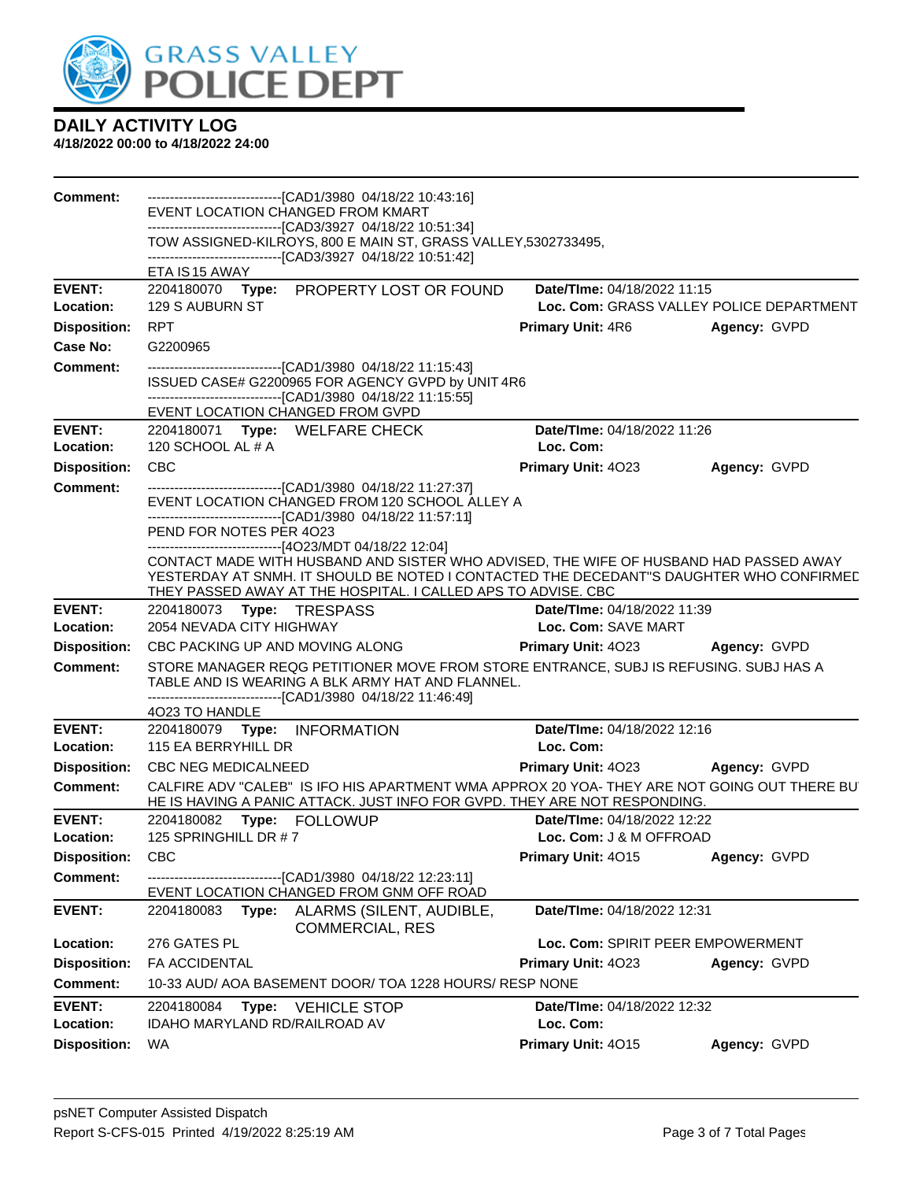# GRASS VALLEY POLICE DEPT

## DAILY ACTIVITY LOG

**4/18/2022 00:00 to 4/18/2022 24:00**

**Comment:** ------------------------------[CAD1/3980 04/18/22 10:43:16]
EVENT LOCATION CHANGED FROM KMART
------------------------------[CAD3/3927 04/18/22 10:51:34]
TOW ASSIGNED-KILROYS, 800 E MAIN ST, GRASS VALLEY,5302733495,
------------------------------[CAD3/3927 04/18/22 10:51:42]
ETA IS 15 AWAY

---

**EVENT:** 2204180070 **Type:** PROPERTY LOST OR FOUND **Date/TIme:** 04/18/2022 11:15
**Location:** 129 S AUBURN ST **Loc. Com:** GRASS VALLEY POLICE DEPARTMENT
**Disposition:** RPT **Primary Unit:** 4R6 **Agency:** GVPD
**Case No:** G2200965
**Comment:** ------------------------------[CAD1/3980 04/18/22 11:15:43]
ISSUED CASE# G2200965 FOR AGENCY GVPD by UNIT 4R6
------------------------------[CAD1/3980 04/18/22 11:15:55]
EVENT LOCATION CHANGED FROM GVPD

---

**EVENT:** 2204180071 **Type:** WELFARE CHECK **Date/TIme:** 04/18/2022 11:26
**Location:** 120 SCHOOL AL # A **Loc. Com:**
**Disposition:** CBC **Primary Unit:** 4O23 **Agency:** GVPD
**Comment:** ------------------------------[CAD1/3980 04/18/22 11:27:37]
EVENT LOCATION CHANGED FROM 120 SCHOOL ALLEY A
------------------------------[CAD1/3980 04/18/22 11:57:11]
PEND FOR NOTES PER 4O23
------------------------------[4O23/MDT 04/18/22 12:04]
CONTACT MADE WITH HUSBAND AND SISTER WHO ADVISED, THE WIFE OF HUSBAND HAD PASSED AWAY YESTERDAY AT SNMH. IT SHOULD BE NOTED I CONTACTED THE DECEDANT"S DAUGHTER WHO CONFIRMED THEY PASSED AWAY AT THE HOSPITAL. I CALLED APS TO ADVISE. CBC

---

**EVENT:** 2204180073 **Type:** TRESPASS **Date/TIme:** 04/18/2022 11:39
**Location:** 2054 NEVADA CITY HIGHWAY **Loc. Com:** SAVE MART
**Disposition:** CBC PACKING UP AND MOVING ALONG **Primary Unit:** 4O23 **Agency:** GVPD
**Comment:** STORE MANAGER REQG PETITIONER MOVE FROM STORE ENTRANCE, SUBJ IS REFUSING. SUBJ HAS A TABLE AND IS WEARING A BLK ARMY HAT AND FLANNEL.
------------------------------[CAD1/3980 04/18/22 11:46:49]
4O23 TO HANDLE

---

**EVENT:** 2204180079 **Type:** INFORMATION **Date/TIme:** 04/18/2022 12:16
**Location:** 115 EA BERRYHILL DR **Loc. Com:**
**Disposition:** CBC NEG MEDICALNEED **Primary Unit:** 4O23 **Agency:** GVPD
**Comment:** CALFIRE ADV "CALEB" IS IFO HIS APARTMENT WMA APPROX 20 YOA- THEY ARE NOT GOING OUT THERE BUT HE IS HAVING A PANIC ATTACK. JUST INFO FOR GVPD. THEY ARE NOT RESPONDING.

---

**EVENT:** 2204180082 **Type:** FOLLOWUP **Date/TIme:** 04/18/2022 12:22
**Location:** 125 SPRINGHILL DR # 7 **Loc. Com:** J & M OFFROAD
**Disposition:** CBC **Primary Unit:** 4O15 **Agency:** GVPD
**Comment:** ------------------------------[CAD1/3980 04/18/22 12:23:11]
EVENT LOCATION CHANGED FROM GNM OFF ROAD

---

**EVENT:** 2204180083 **Type:** ALARMS (SILENT, AUDIBLE, COMMERCIAL, RES **Date/TIme:** 04/18/2022 12:31
**Location:** 276 GATES PL **Loc. Com:** SPIRIT PEER EMPOWERMENT
**Disposition:** FA ACCIDENTAL **Primary Unit:** 4O23 **Agency:** GVPD
**Comment:** 10-33 AUD/ AOA BASEMENT DOOR/ TOA 1228 HOURS/ RESP NONE

---

**EVENT:** 2204180084 **Type:** VEHICLE STOP **Date/TIme:** 04/18/2022 12:32
**Location:** IDAHO MARYLAND RD/RAILROAD AV **Loc. Com:**
**Disposition:** WA **Primary Unit:** 4O15 **Agency:** GVPD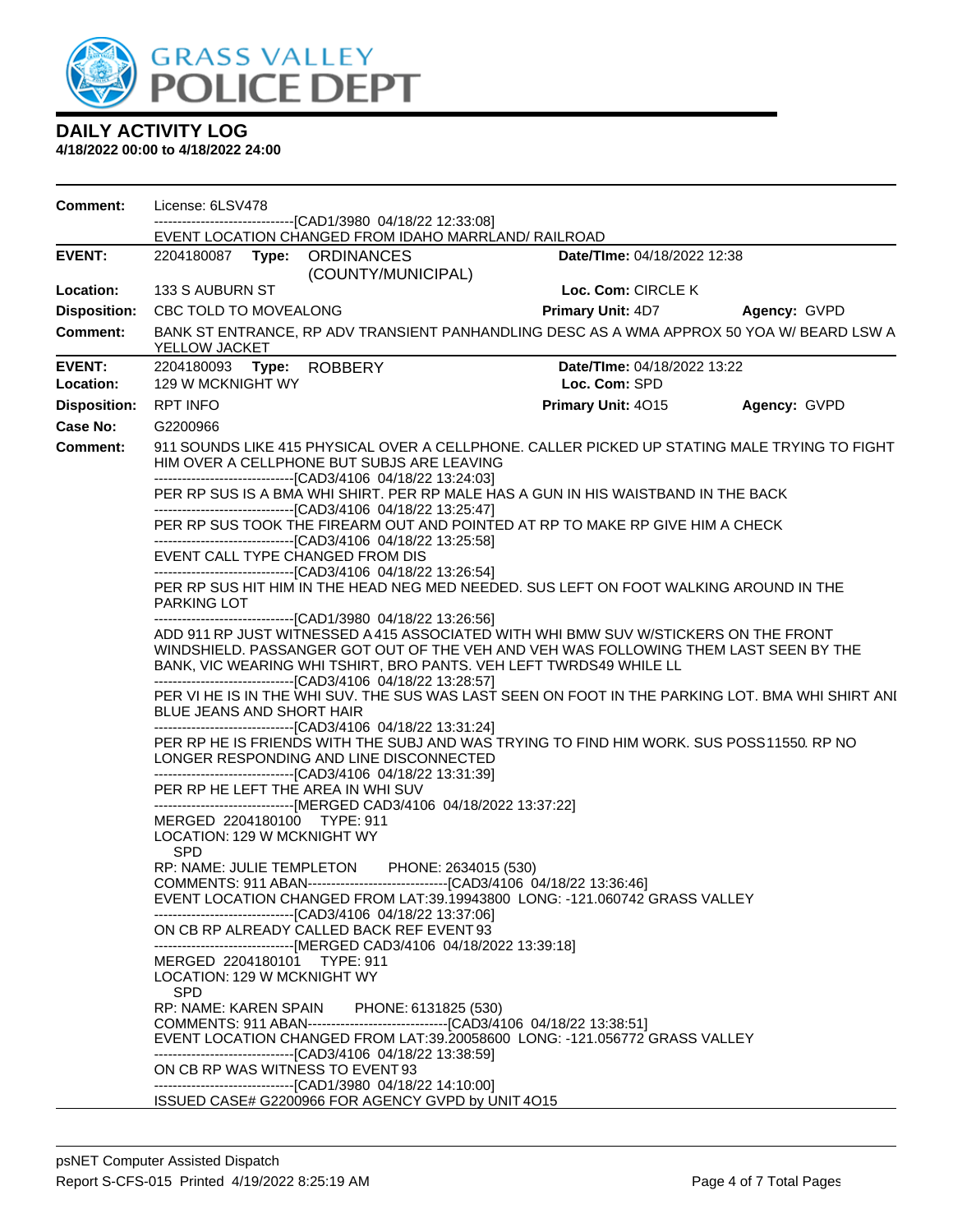# DAILY ACTIVITY LOG

**4/18/2022 00:00 to 4/18/2022 24:00**

**Comment:** License: 6LSV478
------------------------------[CAD1/3980 04/18/22 12:33:08]
EVENT LOCATION CHANGED FROM IDAHO MARRLAND/ RAILROAD

| | | | |
|---|---|---|---|
| **EVENT:** | 2204180087 **Type:** ORDINANCES (COUNTY/MUNICIPAL) | **Date/TIme:** 04/18/2022 12:38 | |
| **Location:** | 133 S AUBURN ST | **Loc. Com:** CIRCLE K | |
| **Disposition:** | CBC TOLD TO MOVEALONG | **Primary Unit:** 4D7 | **Agency:** GVPD |
| **Comment:** | BANK ST ENTRANCE, RP ADV TRANSIENT PANHANDLING DESC AS A WMA APPROX 50 YOA W/ BEARD LSW A YELLOW JACKET | | |

| | | | |
|---|---|---|---|
| **EVENT:** | 2204180093 **Type:** ROBBERY | **Date/TIme:** 04/18/2022 13:22 | |
| **Location:** | 129 W MCKNIGHT WY | **Loc. Com:** SPD | |
| **Disposition:** | RPT INFO | **Primary Unit:** 4O15 | **Agency:** GVPD |
| **Case No:** | G2200966 | | |

**Comment:** 911 SOUNDS LIKE 415 PHYSICAL OVER A CELLPHONE. CALLER PICKED UP STATING MALE TRYING TO FIGHT HIM OVER A CELLPHONE BUT SUBJS ARE LEAVING
------------------------------[CAD3/4106 04/18/22 13:24:03]
PER RP SUS IS A BMA WHI SHIRT. PER RP MALE HAS A GUN IN HIS WAISTBAND IN THE BACK
------------------------------[CAD3/4106 04/18/22 13:25:47]
PER RP SUS TOOK THE FIREARM OUT AND POINTED AT RP TO MAKE RP GIVE HIM A CHECK
------------------------------[CAD3/4106 04/18/22 13:25:58]
EVENT CALL TYPE CHANGED FROM DIS
------------------------------[CAD3/4106 04/18/22 13:26:54]
PER RP SUS HIT HIM IN THE HEAD NEG MED NEEDED. SUS LEFT ON FOOT WALKING AROUND IN THE PARKING LOT
------------------------------[CAD1/3980 04/18/22 13:26:56]
ADD 911 RP JUST WITNESSED A 415 ASSOCIATED WITH WHI BMW SUV W/STICKERS ON THE FRONT WINDSHIELD. PASSANGER GOT OUT OF THE VEH AND VEH WAS FOLLOWING THEM LAST SEEN BY THE BANK, VIC WEARING WHI TSHIRT, BRO PANTS. VEH LEFT TWRDS49 WHILE LL
------------------------------[CAD3/4106 04/18/22 13:28:57]
PER VI HE IS IN THE WHI SUV. THE SUS WAS LAST SEEN ON FOOT IN THE PARKING LOT. BMA WHI SHIRT ANI BLUE JEANS AND SHORT HAIR
------------------------------[CAD3/4106 04/18/22 13:31:24]
PER RP HE IS FRIENDS WITH THE SUBJ AND WAS TRYING TO FIND HIM WORK. SUS POSS11550. RP NO LONGER RESPONDING AND LINE DISCONNECTED
------------------------------[CAD3/4106 04/18/22 13:31:39]
PER RP HE LEFT THE AREA IN WHI SUV
------------------------------[MERGED CAD3/4106 04/18/2022 13:37:22]
MERGED 2204180100 TYPE: 911
LOCATION: 129 W MCKNIGHT WY
SPD
RP: NAME: JULIE TEMPLETON PHONE: 2634015 (530)
COMMENTS: 911 ABAN------------------------------[CAD3/4106 04/18/22 13:36:46]
EVENT LOCATION CHANGED FROM LAT:39.19943800 LONG: -121.060742 GRASS VALLEY
------------------------------[CAD3/4106 04/18/22 13:37:06]
ON CB RP ALREADY CALLED BACK REF EVENT 93
------------------------------[MERGED CAD3/4106 04/18/2022 13:39:18]
MERGED 2204180101 TYPE: 911
LOCATION: 129 W MCKNIGHT WY
SPD
RP: NAME: KAREN SPAIN PHONE: 6131825 (530)
COMMENTS: 911 ABAN------------------------------[CAD3/4106 04/18/22 13:38:51]
EVENT LOCATION CHANGED FROM LAT:39.20058600 LONG: -121.056772 GRASS VALLEY
------------------------------[CAD3/4106 04/18/22 13:38:59]
ON CB RP WAS WITNESS TO EVENT 93
------------------------------[CAD1/3980 04/18/22 14:10:00]
ISSUED CASE# G2200966 FOR AGENCY GVPD by UNIT 4O15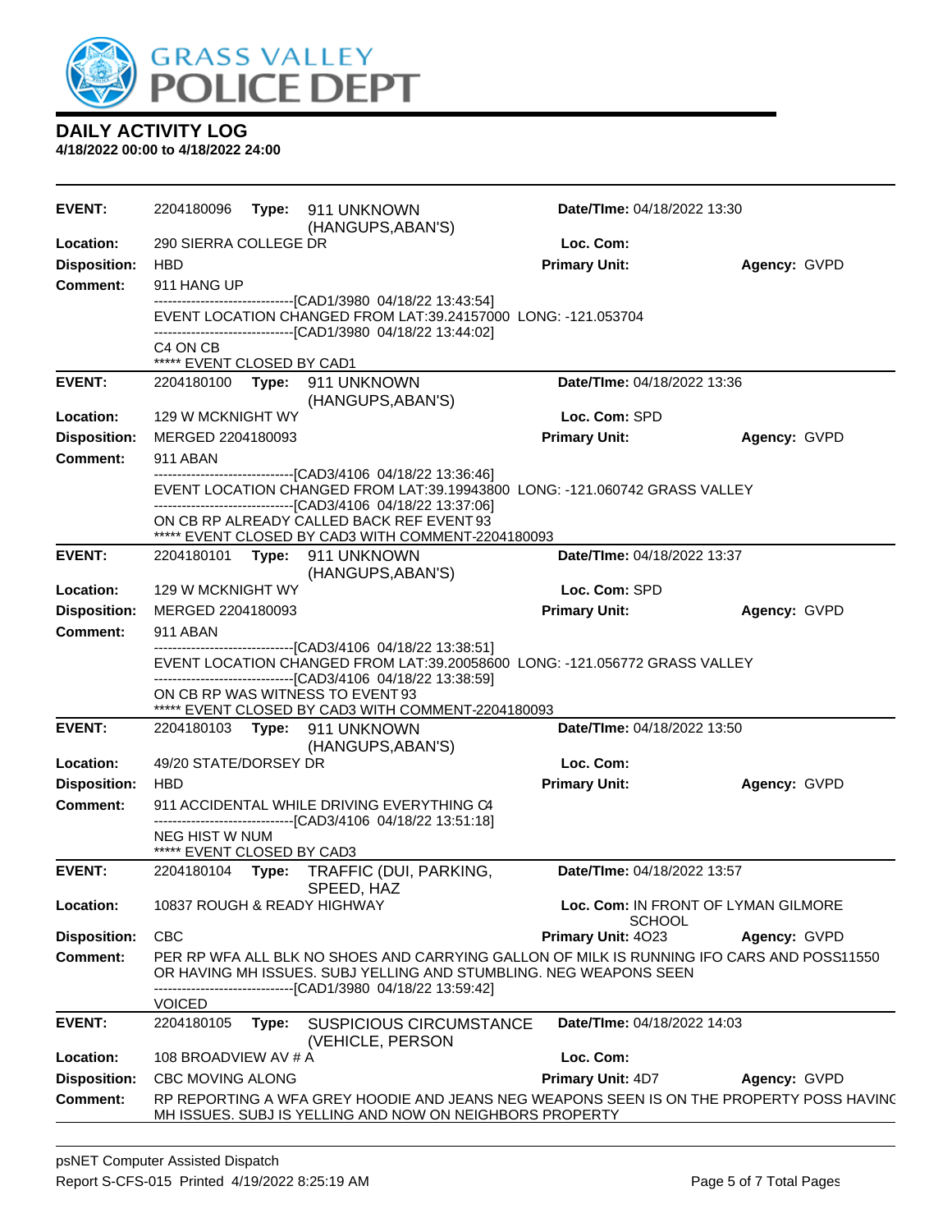# DAILY ACTIVITY LOG

**4/18/2022 00:00 to 4/18/2022 24:00**

**EVENT:** 2204180096 **Type:** 911 UNKNOWN (HANGUPS,ABAN'S) **Date/TIme:** 04/18/2022 13:30
**Location:** 290 SIERRA COLLEGE DR **Loc. Com:**
**Disposition:** HBD **Primary Unit:** **Agency:** GVPD
**Comment:** 911 HANG UP
------------------------------[CAD1/3980 04/18/22 13:43:54]
EVENT LOCATION CHANGED FROM LAT:39.24157000 LONG: -121.053704
------------------------------[CAD1/3980 04/18/22 13:44:02]
C4 ON CB
***** EVENT CLOSED BY CAD1

**EVENT:** 2204180100 **Type:** 911 UNKNOWN (HANGUPS,ABAN'S) **Date/TIme:** 04/18/2022 13:36
**Location:** 129 W MCKNIGHT WY **Loc. Com:** SPD
**Disposition:** MERGED 2204180093 **Primary Unit:** **Agency:** GVPD
**Comment:** 911 ABAN
------------------------------[CAD3/4106 04/18/22 13:36:46]
EVENT LOCATION CHANGED FROM LAT:39.19943800 LONG: -121.060742 GRASS VALLEY
------------------------------[CAD3/4106 04/18/22 13:37:06]
ON CB RP ALREADY CALLED BACK REF EVENT 93
***** EVENT CLOSED BY CAD3 WITH COMMENT-2204180093

**EVENT:** 2204180101 **Type:** 911 UNKNOWN (HANGUPS,ABAN'S) **Date/TIme:** 04/18/2022 13:37
**Location:** 129 W MCKNIGHT WY **Loc. Com:** SPD
**Disposition:** MERGED 2204180093 **Primary Unit:** **Agency:** GVPD
**Comment:** 911 ABAN
------------------------------[CAD3/4106 04/18/22 13:38:51]
EVENT LOCATION CHANGED FROM LAT:39.20058600 LONG: -121.056772 GRASS VALLEY
------------------------------[CAD3/4106 04/18/22 13:38:59]
ON CB RP WAS WITNESS TO EVENT 93
***** EVENT CLOSED BY CAD3 WITH COMMENT-2204180093

**EVENT:** 2204180103 **Type:** 911 UNKNOWN (HANGUPS,ABAN'S) **Date/TIme:** 04/18/2022 13:50
**Location:** 49/20 STATE/DORSEY DR **Loc. Com:**
**Disposition:** HBD **Primary Unit:** **Agency:** GVPD
**Comment:** 911 ACCIDENTAL WHILE DRIVING EVERYTHING C4
------------------------------[CAD3/4106 04/18/22 13:51:18]
NEG HIST W NUM
***** EVENT CLOSED BY CAD3

**EVENT:** 2204180104 **Type:** TRAFFIC (DUI, PARKING, SPEED, HAZ **Date/TIme:** 04/18/2022 13:57
**Location:** 10837 ROUGH & READY HIGHWAY **Loc. Com:** IN FRONT OF LYMAN GILMORE SCHOOL
**Disposition:** CBC **Primary Unit:** 4O23 **Agency:** GVPD
**Comment:** PER RP WFA ALL BLK NO SHOES AND CARRYING GALLON OF MILK IS RUNNING IFO CARS AND POSS11550 OR HAVING MH ISSUES. SUBJ YELLING AND STUMBLING. NEG WEAPONS SEEN
------------------------------[CAD1/3980 04/18/22 13:59:42]
VOICED

**EVENT:** 2204180105 **Type:** SUSPICIOUS CIRCUMSTANCE (VEHICLE, PERSON **Date/TIme:** 04/18/2022 14:03
**Location:** 108 BROADVIEW AV # A **Loc. Com:**
**Disposition:** CBC MOVING ALONG **Primary Unit:** 4D7 **Agency:** GVPD
**Comment:** RP REPORTING A WFA GREY HOODIE AND JEANS NEG WEAPONS SEEN IS ON THE PROPERTY POSS HAVING MH ISSUES. SUBJ IS YELLING AND NOW ON NEIGHBORS PROPERTY

psNET Computer Assisted Dispatch
Report S-CFS-015 Printed 4/19/2022 8:25:19 AM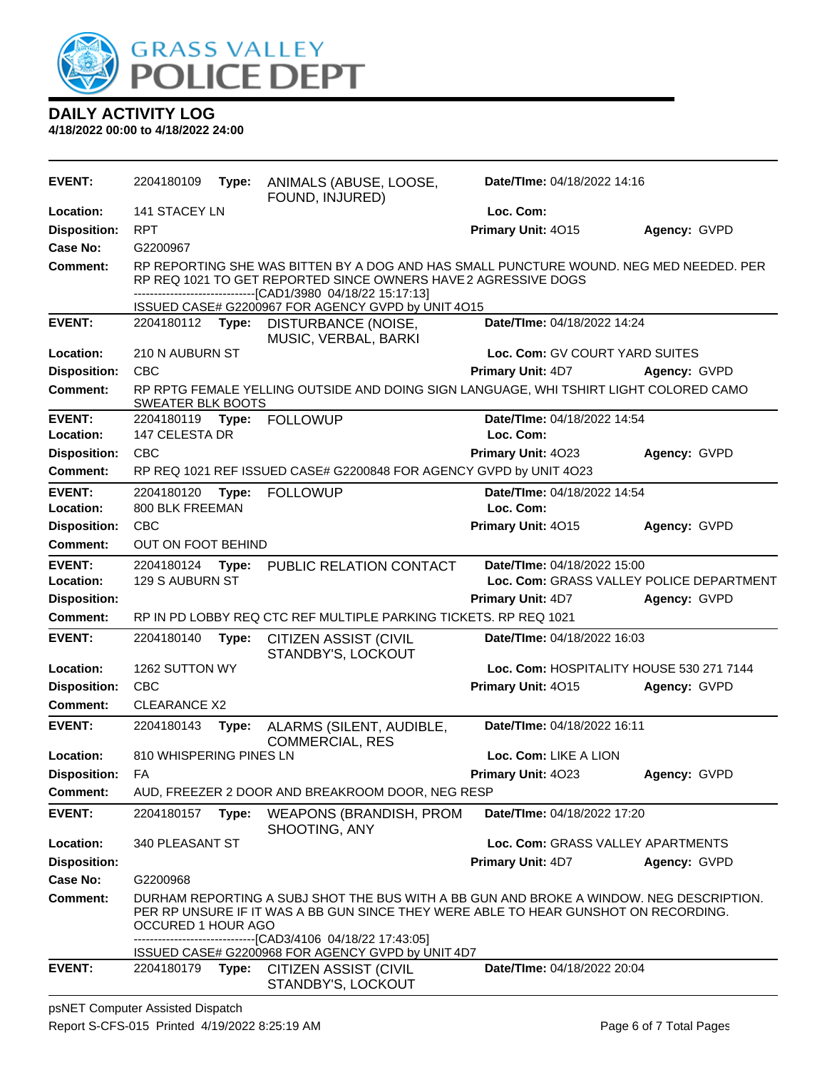# DAILY ACTIVITY LOG

**4/18/2022 00:00 to 4/18/2022 24:00**

| | | | | |
|---|---|---|---|---|
| **EVENT:** | 2204180109 **Type:** ANIMALS (ABUSE, LOOSE, FOUND, INJURED) | **Date/TIme:** 04/18/2022 14:16 | | |
| **Location:** | 141 STACEY LN | **Loc. Com:** | | |
| **Disposition:** | RPT | **Primary Unit:** 4O15 | **Agency:** GVPD | |
| **Case No:** | G2200967 | | | |
| **Comment:** | RP REPORTING SHE WAS BITTEN BY A DOG AND HAS SMALL PUNCTURE WOUND. NEG MED NEEDED. PER RP REQ 1021 TO GET REPORTED SINCE OWNERS HAVE 2 AGRESSIVE DOGS<br>------------------------------[CAD1/3980 04/18/22 15:17:13]<br>ISSUED CASE# G2200967 FOR AGENCY GVPD by UNIT 4O15 | | | |
| **EVENT:** | 2204180112 **Type:** DISTURBANCE (NOISE, MUSIC, VERBAL, BARKI | **Date/TIme:** 04/18/2022 14:24 | | |
| **Location:** | 210 N AUBURN ST | **Loc. Com:** GV COURT YARD SUITES | | |
| **Disposition:** | CBC | **Primary Unit:** 4D7 | **Agency:** GVPD | |
| **Comment:** | RP RPTG FEMALE YELLING OUTSIDE AND DOING SIGN LANGUAGE, WHI TSHIRT LIGHT COLORED CAMO SWEATER BLK BOOTS | | | |
| **EVENT:** | 2204180119 **Type:** FOLLOWUP | **Date/TIme:** 04/18/2022 14:54 | | |
| **Location:** | 147 CELESTA DR | **Loc. Com:** | | |
| **Disposition:** | CBC | **Primary Unit:** 4O23 | **Agency:** GVPD | |
| **Comment:** | RP REQ 1021 REF ISSUED CASE# G2200848 FOR AGENCY GVPD by UNIT 4O23 | | | |
| **EVENT:** | 2204180120 **Type:** FOLLOWUP | **Date/TIme:** 04/18/2022 14:54 | | |
| **Location:** | 800 BLK FREEMAN | **Loc. Com:** | | |
| **Disposition:** | CBC | **Primary Unit:** 4O15 | **Agency:** GVPD | |
| **Comment:** | OUT ON FOOT BEHIND | | | |
| **EVENT:** | 2204180124 **Type:** PUBLIC RELATION CONTACT | **Date/TIme:** 04/18/2022 15:00 | | |
| **Location:** | 129 S AUBURN ST | **Loc. Com:** GRASS VALLEY POLICE DEPARTMENT | | |
| **Disposition:** | | **Primary Unit:** 4D7 | **Agency:** GVPD | |
| **Comment:** | RP IN PD LOBBY REQ CTC REF MULTIPLE PARKING TICKETS. RP REQ 1021 | | | |
| **EVENT:** | 2204180140 **Type:** CITIZEN ASSIST (CIVIL STANDBY'S, LOCKOUT | **Date/TIme:** 04/18/2022 16:03 | | |
| **Location:** | 1262 SUTTON WY | **Loc. Com:** HOSPITALITY HOUSE 530 271 7144 | | |
| **Disposition:** | CBC | **Primary Unit:** 4O15 | **Agency:** GVPD | |
| **Comment:** | CLEARANCE X2 | | | |
| **EVENT:** | 2204180143 **Type:** ALARMS (SILENT, AUDIBLE, COMMERCIAL, RES | **Date/TIme:** 04/18/2022 16:11 | | |
| **Location:** | 810 WHISPERING PINES LN | **Loc. Com:** LIKE A LION | | |
| **Disposition:** | FA | **Primary Unit:** 4O23 | **Agency:** GVPD | |
| **Comment:** | AUD, FREEZER 2 DOOR AND BREAKROOM DOOR, NEG RESP | | | |
| **EVENT:** | 2204180157 **Type:** WEAPONS (BRANDISH, PROM SHOOTING, ANY | **Date/TIme:** 04/18/2022 17:20 | | |
| **Location:** | 340 PLEASANT ST | **Loc. Com:** GRASS VALLEY APARTMENTS | | |
| **Disposition:** | | **Primary Unit:** 4D7 | **Agency:** GVPD | |
| **Case No:** | G2200968 | | | |
| **Comment:** | DURHAM REPORTING A SUBJ SHOT THE BUS WITH A BB GUN AND BROKE A WINDOW. NEG DESCRIPTION. PER RP UNSURE IF IT WAS A BB GUN SINCE THEY WERE ABLE TO HEAR GUNSHOT ON RECORDING. OCCURED 1 HOUR AGO<br>------------------------------[CAD3/4106 04/18/22 17:43:05]<br>ISSUED CASE# G2200968 FOR AGENCY GVPD by UNIT 4D7 | | | |
| **EVENT:** | 2204180179 **Type:** CITIZEN ASSIST (CIVIL STANDBY'S, LOCKOUT | **Date/TIme:** 04/18/2022 20:04 | | |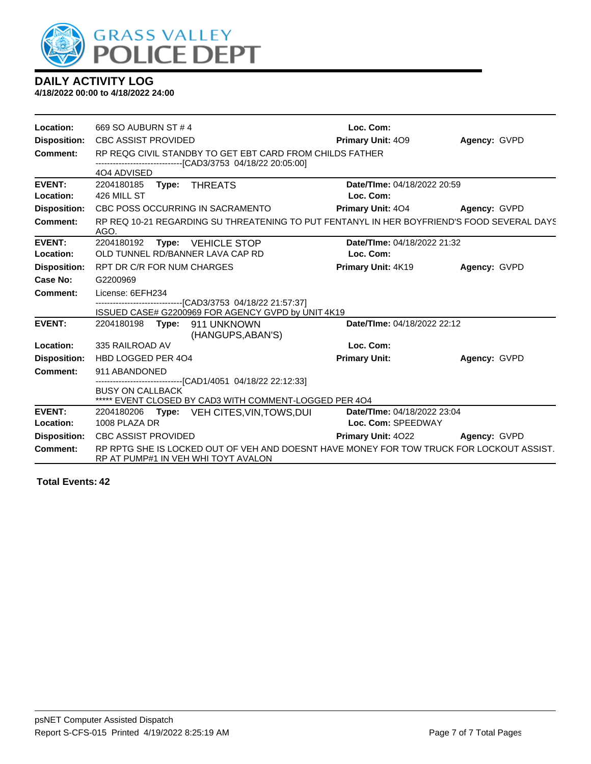GRASS VALLEY POLICE DEPT

## DAILY ACTIVITY LOG

**4/18/2022 00:00 to 4/18/2022 24:00**

| | | | | |
|---|---|---|---|---|
| **Location:** | 669 SO AUBURN ST # 4 | **Loc. Com:** | | |
| **Disposition:** | CBC ASSIST PROVIDED | **Primary Unit:** 4O9 | | **Agency:** GVPD |
| **Comment:** | RP REQG CIVIL STANDBY TO GET EBT CARD FROM CHILDS FATHER<br>------------------------------[CAD3/3753 04/18/22 20:05:00]<br>4O4 ADVISED | | | |

| | | | | |
|---|---|---|---|---|
| **EVENT:** | 2204180185 **Type:** THREATS | **Date/TIme:** 04/18/2022 20:59 | | |
| **Location:** | 426 MILL ST | **Loc. Com:** | | |
| **Disposition:** | CBC POSS OCCURRING IN SACRAMENTO | **Primary Unit:** 4O4 | | **Agency:** GVPD |
| **Comment:** | RP REQ 10-21 REGARDING SU THREATENING TO PUT FENTANYL IN HER BOYFRIEND'S FOOD SEVERAL DAYS AGO. | | | |

| | | | | |
|---|---|---|---|---|
| **EVENT:** | 2204180192 **Type:** VEHICLE STOP | **Date/TIme:** 04/18/2022 21:32 | | |
| **Location:** | OLD TUNNEL RD/BANNER LAVA CAP RD | **Loc. Com:** | | |
| **Disposition:** | RPT DR C/R FOR NUM CHARGES | **Primary Unit:** 4K19 | | **Agency:** GVPD |
| **Case No:** | G2200969 | | | |
| **Comment:** | License: 6EFH234<br>------------------------------[CAD3/3753 04/18/22 21:57:37]<br>ISSUED CASE# G2200969 FOR AGENCY GVPD by UNIT 4K19 | | | |

| | | | | |
|---|---|---|---|---|
| **EVENT:** | 2204180198 **Type:** 911 UNKNOWN (HANGUPS,ABAN'S) | **Date/TIme:** 04/18/2022 22:12 | | |
| **Location:** | 335 RAILROAD AV | **Loc. Com:** | | |
| **Disposition:** | HBD LOGGED PER 4O4 | **Primary Unit:** | | **Agency:** GVPD |
| **Comment:** | 911 ABANDONED<br>------------------------------[CAD1/4051 04/18/22 22:12:33]<br>BUSY ON CALLBACK<br>***** EVENT CLOSED BY CAD3 WITH COMMENT-LOGGED PER 4O4 | | | |

| | | | | |
|---|---|---|---|---|
| **EVENT:** | 2204180206 **Type:** VEH CITES,VIN,TOWS,DUI | **Date/TIme:** 04/18/2022 23:04 | | |
| **Location:** | 1008 PLAZA DR | **Loc. Com:** SPEEDWAY | | |
| **Disposition:** | CBC ASSIST PROVIDED | **Primary Unit:** 4O22 | | **Agency:** GVPD |
| **Comment:** | RP RPTG SHE IS LOCKED OUT OF VEH AND DOESNT HAVE MONEY FOR TOW TRUCK FOR LOCKOUT ASSIST. RP AT PUMP#1 IN VEH WHI TOYT AVALON | | | |

**Total Events: 42**

psNET Computer Assisted Dispatch
Report S-CFS-015 Printed 4/19/2022 8:25:19 AM